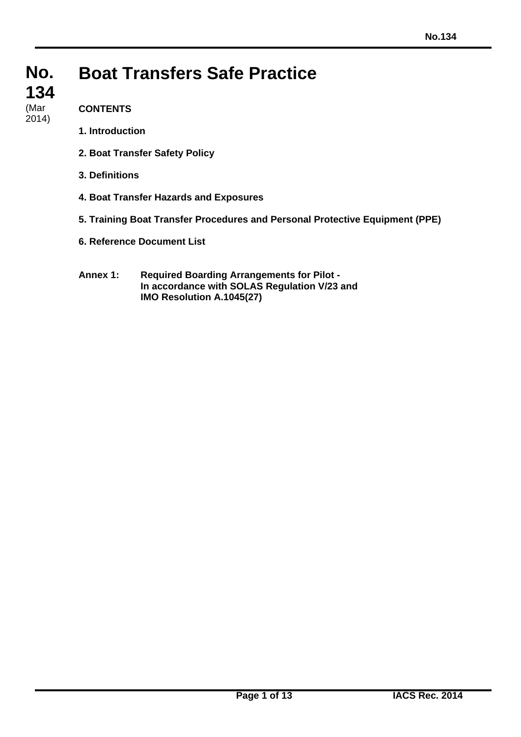**No. 134**
(Mar 2014)

# Boat Transfers Safe Practice

**CONTENTS**

**1. Introduction**

**2. Boat Transfer Safety Policy**

**3. Definitions**

**4. Boat Transfer Hazards and Exposures**

**5. Training Boat Transfer Procedures and Personal Protective Equipment (PPE)**

**6. Reference Document List**

**Annex 1: Required Boarding Arrangements for Pilot - In accordance with SOLAS Regulation V/23 and IMO Resolution A.1045(27)**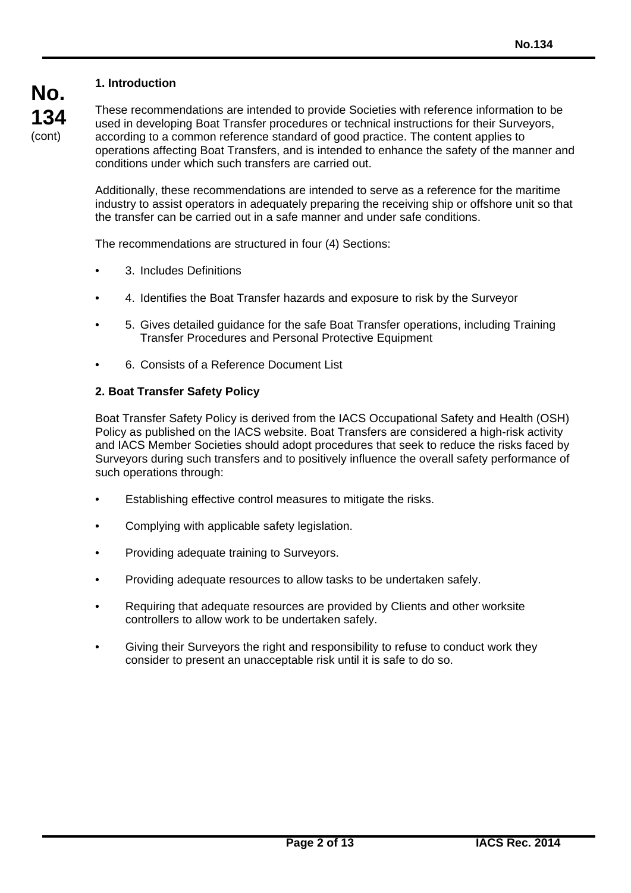## 1. Introduction

These recommendations are intended to provide Societies with reference information to be used in developing Boat Transfer procedures or technical instructions for their Surveyors, according to a common reference standard of good practice. The content applies to operations affecting Boat Transfers, and is intended to enhance the safety of the manner and conditions under which such transfers are carried out.

Additionally, these recommendations are intended to serve as a reference for the maritime industry to assist operators in adequately preparing the receiving ship or offshore unit so that the transfer can be carried out in a safe manner and under safe conditions.

The recommendations are structured in four (4) Sections:

- 3. Includes Definitions
- 4. Identifies the Boat Transfer hazards and exposure to risk by the Surveyor
- 5. Gives detailed guidance for the safe Boat Transfer operations, including Training Transfer Procedures and Personal Protective Equipment
- 6. Consists of a Reference Document List

## 2. Boat Transfer Safety Policy

Boat Transfer Safety Policy is derived from the IACS Occupational Safety and Health (OSH) Policy as published on the IACS website. Boat Transfers are considered a high-risk activity and IACS Member Societies should adopt procedures that seek to reduce the risks faced by Surveyors during such transfers and to positively influence the overall safety performance of such operations through:

- Establishing effective control measures to mitigate the risks.
- Complying with applicable safety legislation.
- Providing adequate training to Surveyors.
- Providing adequate resources to allow tasks to be undertaken safely.
- Requiring that adequate resources are provided by Clients and other worksite controllers to allow work to be undertaken safely.
- Giving their Surveyors the right and responsibility to refuse to conduct work they consider to present an unacceptable risk until it is safe to do so.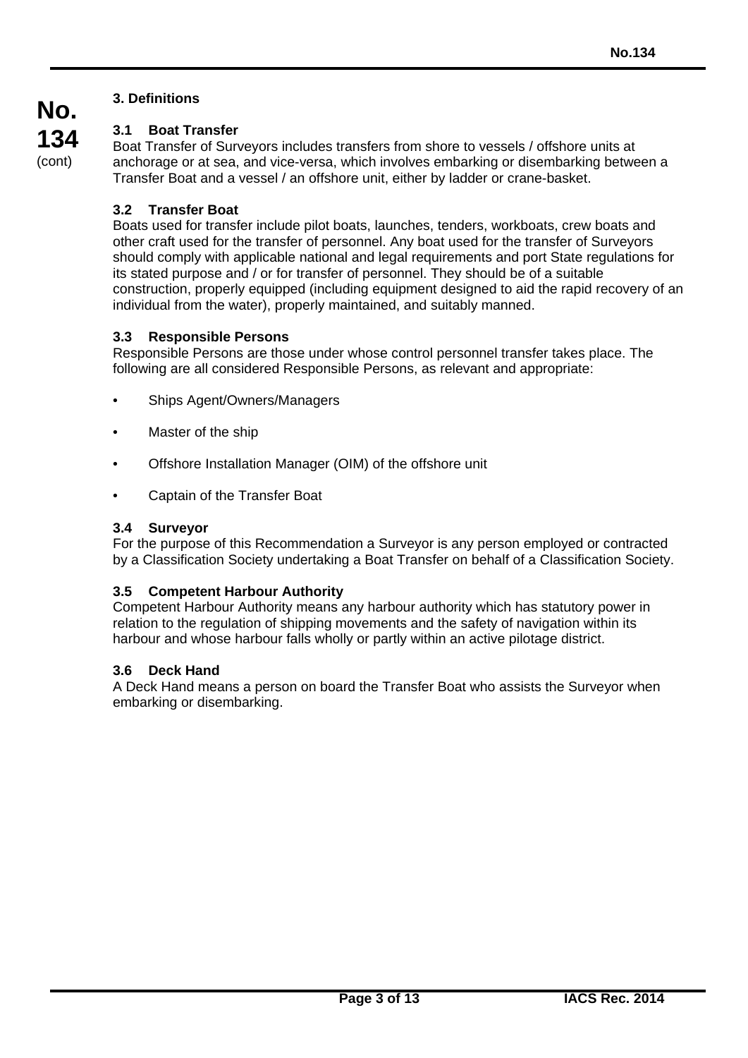## 3. Definitions

### 3.1 Boat Transfer

Boat Transfer of Surveyors includes transfers from shore to vessels / offshore units at anchorage or at sea, and vice-versa, which involves embarking or disembarking between a Transfer Boat and a vessel / an offshore unit, either by ladder or crane-basket.

### 3.2 Transfer Boat

Boats used for transfer include pilot boats, launches, tenders, workboats, crew boats and other craft used for the transfer of personnel. Any boat used for the transfer of Surveyors should comply with applicable national and legal requirements and port State regulations for its stated purpose and / or for transfer of personnel. They should be of a suitable construction, properly equipped (including equipment designed to aid the rapid recovery of an individual from the water), properly maintained, and suitably manned.

### 3.3 Responsible Persons

Responsible Persons are those under whose control personnel transfer takes place. The following are all considered Responsible Persons, as relevant and appropriate:

- Ships Agent/Owners/Managers
- Master of the ship
- Offshore Installation Manager (OIM) of the offshore unit
- Captain of the Transfer Boat

### 3.4 Surveyor

For the purpose of this Recommendation a Surveyor is any person employed or contracted by a Classification Society undertaking a Boat Transfer on behalf of a Classification Society.

### 3.5 Competent Harbour Authority

Competent Harbour Authority means any harbour authority which has statutory power in relation to the regulation of shipping movements and the safety of navigation within its harbour and whose harbour falls wholly or partly within an active pilotage district.

### 3.6 Deck Hand

A Deck Hand means a person on board the Transfer Boat who assists the Surveyor when embarking or disembarking.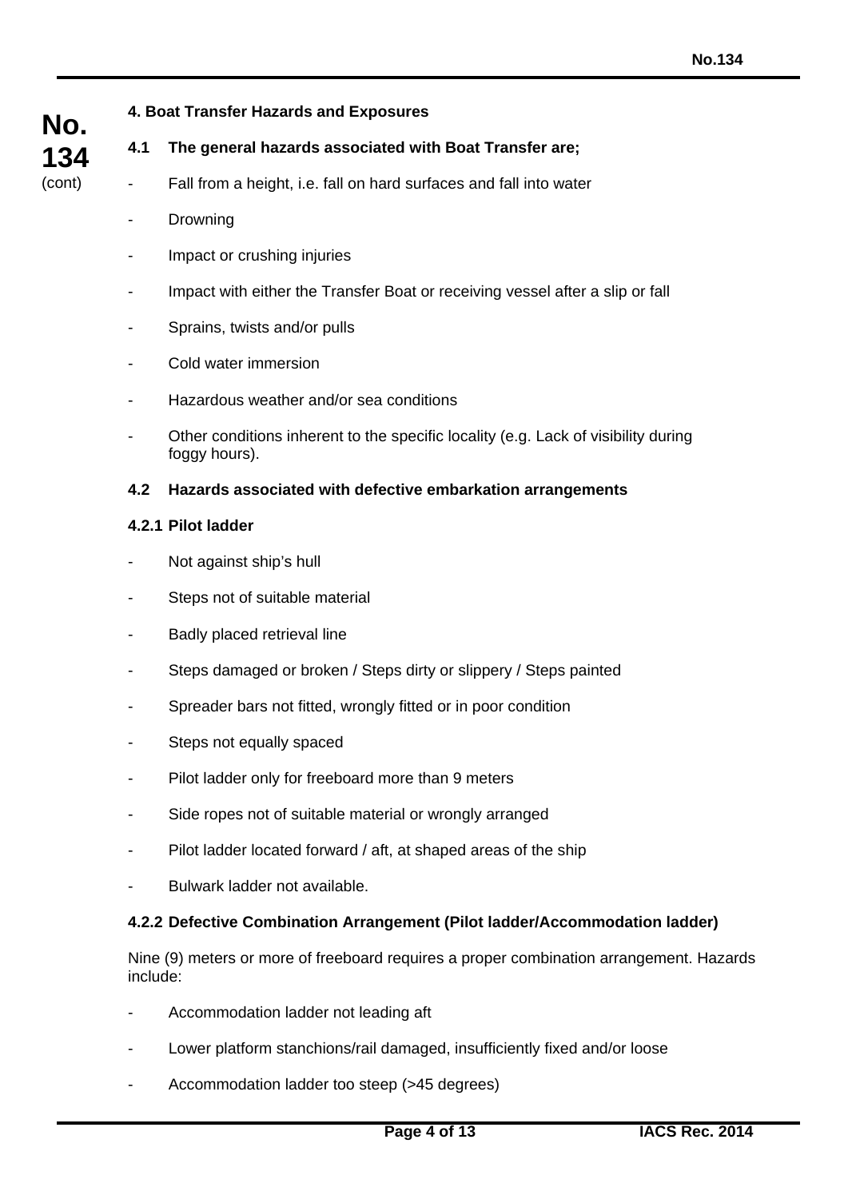## 4. Boat Transfer Hazards and Exposures

### 4.1 The general hazards associated with Boat Transfer are;

- Fall from a height, i.e. fall on hard surfaces and fall into water
- Drowning
- Impact or crushing injuries
- Impact with either the Transfer Boat or receiving vessel after a slip or fall
- Sprains, twists and/or pulls
- Cold water immersion
- Hazardous weather and/or sea conditions
- Other conditions inherent to the specific locality (e.g. Lack of visibility during foggy hours).

### 4.2 Hazards associated with defective embarkation arrangements

#### 4.2.1 Pilot ladder

- Not against ship's hull
- Steps not of suitable material
- Badly placed retrieval line
- Steps damaged or broken / Steps dirty or slippery / Steps painted
- Spreader bars not fitted, wrongly fitted or in poor condition
- Steps not equally spaced
- Pilot ladder only for freeboard more than 9 meters
- Side ropes not of suitable material or wrongly arranged
- Pilot ladder located forward / aft, at shaped areas of the ship
- Bulwark ladder not available.

#### 4.2.2 Defective Combination Arrangement (Pilot ladder/Accommodation ladder)

Nine (9) meters or more of freeboard requires a proper combination arrangement. Hazards include:

- Accommodation ladder not leading aft
- Lower platform stanchions/rail damaged, insufficiently fixed and/or loose
- Accommodation ladder too steep (>45 degrees)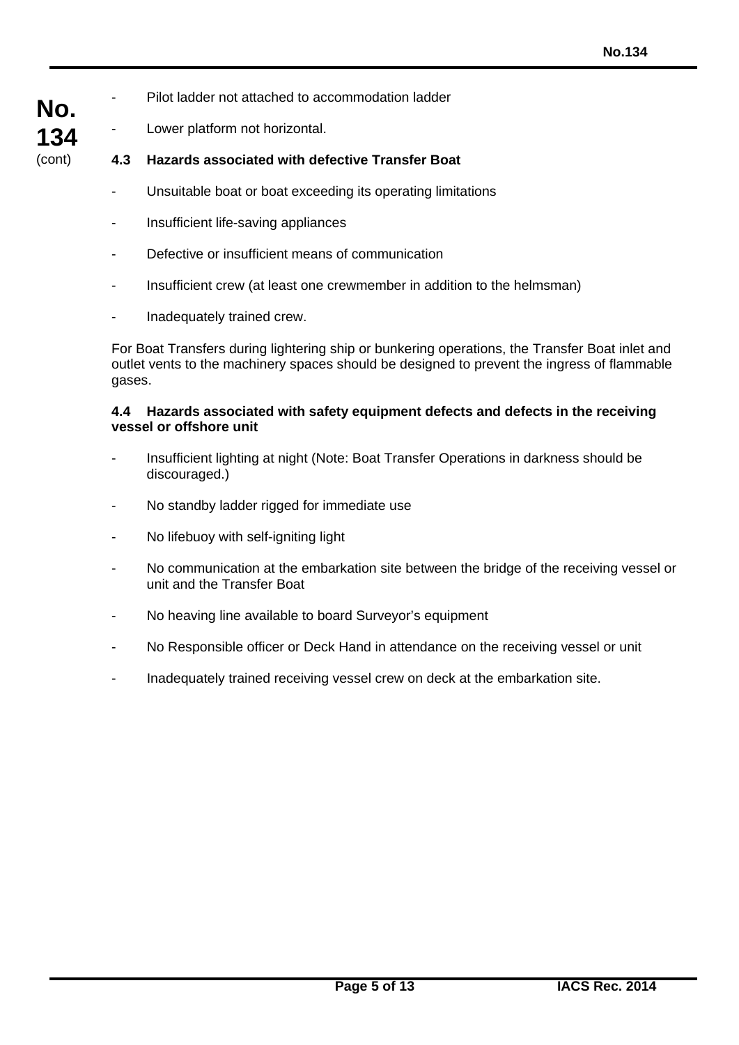- Pilot ladder not attached to accommodation ladder
- Lower platform not horizontal.

### 4.3 Hazards associated with defective Transfer Boat

- Unsuitable boat or boat exceeding its operating limitations
- Insufficient life-saving appliances
- Defective or insufficient means of communication
- Insufficient crew (at least one crewmember in addition to the helmsman)
- Inadequately trained crew.

For Boat Transfers during lightering ship or bunkering operations, the Transfer Boat inlet and outlet vents to the machinery spaces should be designed to prevent the ingress of flammable gases.

### 4.4 Hazards associated with safety equipment defects and defects in the receiving vessel or offshore unit

- Insufficient lighting at night (Note: Boat Transfer Operations in darkness should be discouraged.)
- No standby ladder rigged for immediate use
- No lifebuoy with self-igniting light
- No communication at the embarkation site between the bridge of the receiving vessel or unit and the Transfer Boat
- No heaving line available to board Surveyor's equipment
- No Responsible officer or Deck Hand in attendance on the receiving vessel or unit
- Inadequately trained receiving vessel crew on deck at the embarkation site.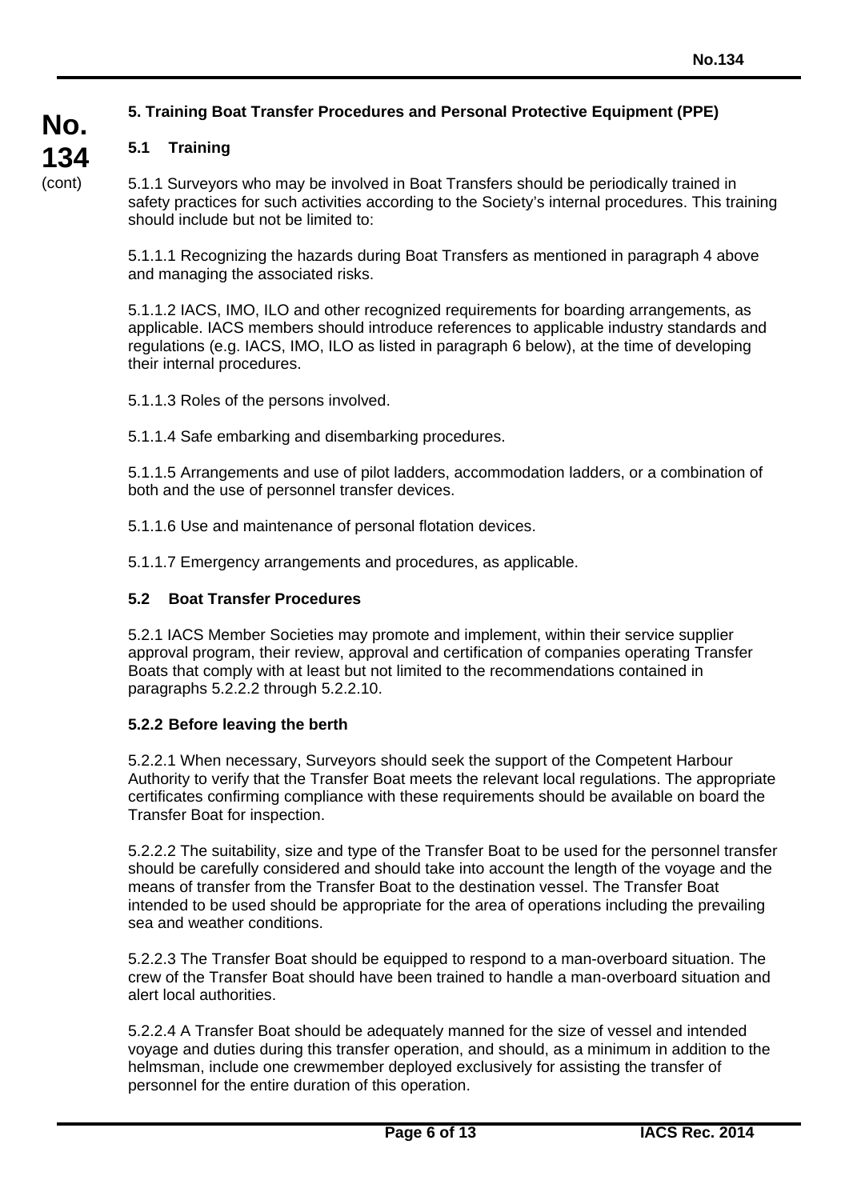## 5. Training Boat Transfer Procedures and Personal Protective Equipment (PPE)

### 5.1 Training

5.1.1 Surveyors who may be involved in Boat Transfers should be periodically trained in safety practices for such activities according to the Society's internal procedures. This training should include but not be limited to:

5.1.1.1 Recognizing the hazards during Boat Transfers as mentioned in paragraph 4 above and managing the associated risks.

5.1.1.2 IACS, IMO, ILO and other recognized requirements for boarding arrangements, as applicable. IACS members should introduce references to applicable industry standards and regulations (e.g. IACS, IMO, ILO as listed in paragraph 6 below), at the time of developing their internal procedures.

5.1.1.3 Roles of the persons involved.

5.1.1.4 Safe embarking and disembarking procedures.

5.1.1.5 Arrangements and use of pilot ladders, accommodation ladders, or a combination of both and the use of personnel transfer devices.

5.1.1.6 Use and maintenance of personal flotation devices.

5.1.1.7 Emergency arrangements and procedures, as applicable.

### 5.2 Boat Transfer Procedures

5.2.1 IACS Member Societies may promote and implement, within their service supplier approval program, their review, approval and certification of companies operating Transfer Boats that comply with at least but not limited to the recommendations contained in paragraphs 5.2.2.2 through 5.2.2.10.

#### 5.2.2 Before leaving the berth

5.2.2.1 When necessary, Surveyors should seek the support of the Competent Harbour Authority to verify that the Transfer Boat meets the relevant local regulations. The appropriate certificates confirming compliance with these requirements should be available on board the Transfer Boat for inspection.

5.2.2.2 The suitability, size and type of the Transfer Boat to be used for the personnel transfer should be carefully considered and should take into account the length of the voyage and the means of transfer from the Transfer Boat to the destination vessel. The Transfer Boat intended to be used should be appropriate for the area of operations including the prevailing sea and weather conditions.

5.2.2.3 The Transfer Boat should be equipped to respond to a man-overboard situation. The crew of the Transfer Boat should have been trained to handle a man-overboard situation and alert local authorities.

5.2.2.4 A Transfer Boat should be adequately manned for the size of vessel and intended voyage and duties during this transfer operation, and should, as a minimum in addition to the helmsman, include one crewmember deployed exclusively for assisting the transfer of personnel for the entire duration of this operation.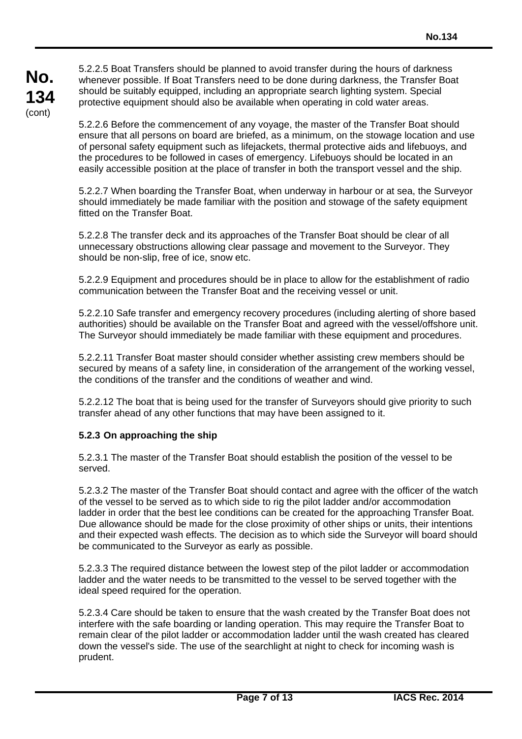5.2.2.5 Boat Transfers should be planned to avoid transfer during the hours of darkness whenever possible. If Boat Transfers need to be done during darkness, the Transfer Boat should be suitably equipped, including an appropriate search lighting system. Special protective equipment should also be available when operating in cold water areas.

5.2.2.6 Before the commencement of any voyage, the master of the Transfer Boat should ensure that all persons on board are briefed, as a minimum, on the stowage location and use of personal safety equipment such as lifejackets, thermal protective aids and lifebuoys, and the procedures to be followed in cases of emergency. Lifebuoys should be located in an easily accessible position at the place of transfer in both the transport vessel and the ship.

5.2.2.7 When boarding the Transfer Boat, when underway in harbour or at sea, the Surveyor should immediately be made familiar with the position and stowage of the safety equipment fitted on the Transfer Boat.

5.2.2.8 The transfer deck and its approaches of the Transfer Boat should be clear of all unnecessary obstructions allowing clear passage and movement to the Surveyor. They should be non-slip, free of ice, snow etc.

5.2.2.9 Equipment and procedures should be in place to allow for the establishment of radio communication between the Transfer Boat and the receiving vessel or unit.

5.2.2.10 Safe transfer and emergency recovery procedures (including alerting of shore based authorities) should be available on the Transfer Boat and agreed with the vessel/offshore unit. The Surveyor should immediately be made familiar with these equipment and procedures.

5.2.2.11 Transfer Boat master should consider whether assisting crew members should be secured by means of a safety line, in consideration of the arrangement of the working vessel, the conditions of the transfer and the conditions of weather and wind.

5.2.2.12 The boat that is being used for the transfer of Surveyors should give priority to such transfer ahead of any other functions that may have been assigned to it.

**5.2.3 On approaching the ship**

5.2.3.1 The master of the Transfer Boat should establish the position of the vessel to be served.

5.2.3.2 The master of the Transfer Boat should contact and agree with the officer of the watch of the vessel to be served as to which side to rig the pilot ladder and/or accommodation ladder in order that the best lee conditions can be created for the approaching Transfer Boat. Due allowance should be made for the close proximity of other ships or units, their intentions and their expected wash effects. The decision as to which side the Surveyor will board should be communicated to the Surveyor as early as possible.

5.2.3.3 The required distance between the lowest step of the pilot ladder or accommodation ladder and the water needs to be transmitted to the vessel to be served together with the ideal speed required for the operation.

5.2.3.4 Care should be taken to ensure that the wash created by the Transfer Boat does not interfere with the safe boarding or landing operation. This may require the Transfer Boat to remain clear of the pilot ladder or accommodation ladder until the wash created has cleared down the vessel's side. The use of the searchlight at night to check for incoming wash is prudent.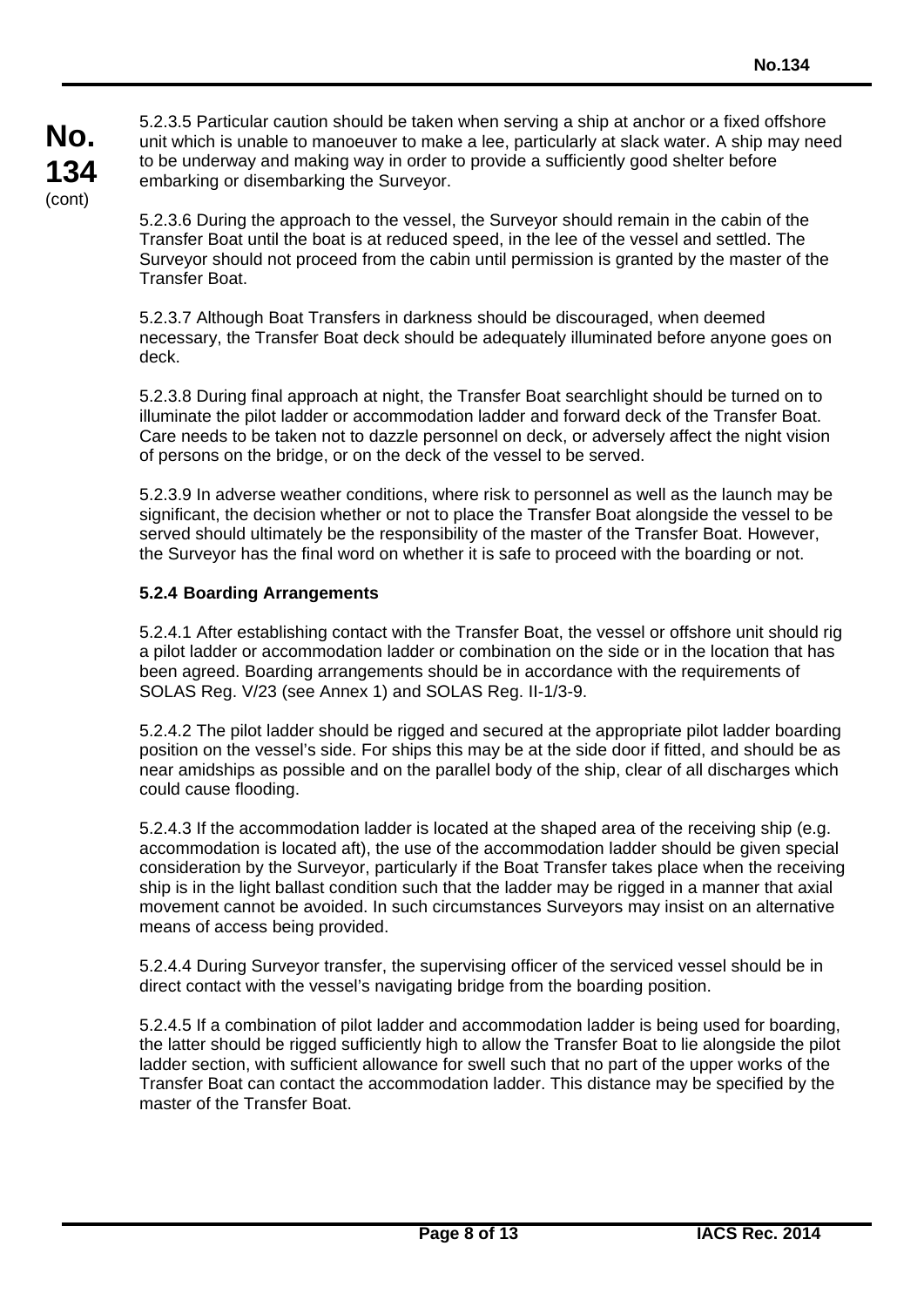5.2.3.5 Particular caution should be taken when serving a ship at anchor or a fixed offshore unit which is unable to manoeuver to make a lee, particularly at slack water. A ship may need to be underway and making way in order to provide a sufficiently good shelter before embarking or disembarking the Surveyor.

5.2.3.6 During the approach to the vessel, the Surveyor should remain in the cabin of the Transfer Boat until the boat is at reduced speed, in the lee of the vessel and settled. The Surveyor should not proceed from the cabin until permission is granted by the master of the Transfer Boat.

5.2.3.7 Although Boat Transfers in darkness should be discouraged, when deemed necessary, the Transfer Boat deck should be adequately illuminated before anyone goes on deck.

5.2.3.8 During final approach at night, the Transfer Boat searchlight should be turned on to illuminate the pilot ladder or accommodation ladder and forward deck of the Transfer Boat. Care needs to be taken not to dazzle personnel on deck, or adversely affect the night vision of persons on the bridge, or on the deck of the vessel to be served.

5.2.3.9 In adverse weather conditions, where risk to personnel as well as the launch may be significant, the decision whether or not to place the Transfer Boat alongside the vessel to be served should ultimately be the responsibility of the master of the Transfer Boat. However, the Surveyor has the final word on whether it is safe to proceed with the boarding or not.

**5.2.4 Boarding Arrangements**

5.2.4.1 After establishing contact with the Transfer Boat, the vessel or offshore unit should rig a pilot ladder or accommodation ladder or combination on the side or in the location that has been agreed. Boarding arrangements should be in accordance with the requirements of SOLAS Reg. V/23 (see Annex 1) and SOLAS Reg. II-1/3-9.

5.2.4.2 The pilot ladder should be rigged and secured at the appropriate pilot ladder boarding position on the vessel's side. For ships this may be at the side door if fitted, and should be as near amidships as possible and on the parallel body of the ship, clear of all discharges which could cause flooding.

5.2.4.3 If the accommodation ladder is located at the shaped area of the receiving ship (e.g. accommodation is located aft), the use of the accommodation ladder should be given special consideration by the Surveyor, particularly if the Boat Transfer takes place when the receiving ship is in the light ballast condition such that the ladder may be rigged in a manner that axial movement cannot be avoided. In such circumstances Surveyors may insist on an alternative means of access being provided.

5.2.4.4 During Surveyor transfer, the supervising officer of the serviced vessel should be in direct contact with the vessel's navigating bridge from the boarding position.

5.2.4.5 If a combination of pilot ladder and accommodation ladder is being used for boarding, the latter should be rigged sufficiently high to allow the Transfer Boat to lie alongside the pilot ladder section, with sufficient allowance for swell such that no part of the upper works of the Transfer Boat can contact the accommodation ladder. This distance may be specified by the master of the Transfer Boat.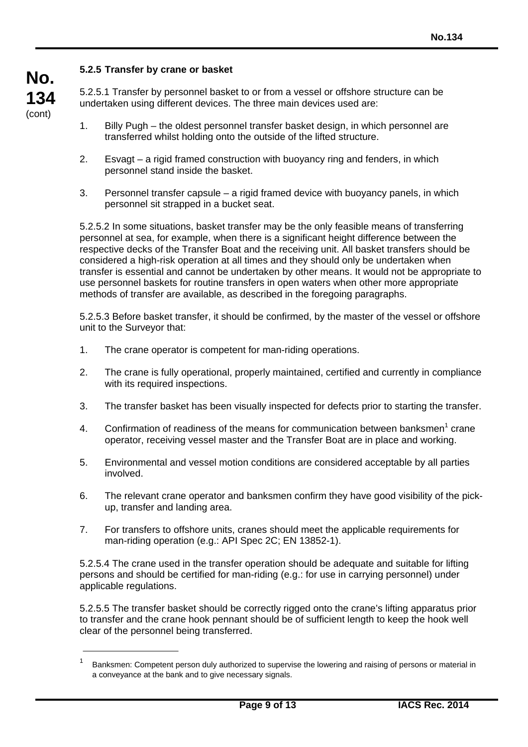#### 5.2.5 Transfer by crane or basket

5.2.5.1 Transfer by personnel basket to or from a vessel or offshore structure can be undertaken using different devices. The three main devices used are:

1. Billy Pugh – the oldest personnel transfer basket design, in which personnel are transferred whilst holding onto the outside of the lifted structure.

2. Esvagt – a rigid framed construction with buoyancy ring and fenders, in which personnel stand inside the basket.

3. Personnel transfer capsule – a rigid framed device with buoyancy panels, in which personnel sit strapped in a bucket seat.

5.2.5.2 In some situations, basket transfer may be the only feasible means of transferring personnel at sea, for example, when there is a significant height difference between the respective decks of the Transfer Boat and the receiving unit. All basket transfers should be considered a high-risk operation at all times and they should only be undertaken when transfer is essential and cannot be undertaken by other means. It would not be appropriate to use personnel baskets for routine transfers in open waters when other more appropriate methods of transfer are available, as described in the foregoing paragraphs.

5.2.5.3 Before basket transfer, it should be confirmed, by the master of the vessel or offshore unit to the Surveyor that:

1. The crane operator is competent for man-riding operations.

2. The crane is fully operational, properly maintained, certified and currently in compliance with its required inspections.

3. The transfer basket has been visually inspected for defects prior to starting the transfer.

4. Confirmation of readiness of the means for communication between banksmen[1] crane operator, receiving vessel master and the Transfer Boat are in place and working.

5. Environmental and vessel motion conditions are considered acceptable by all parties involved.

6. The relevant crane operator and banksmen confirm they have good visibility of the pick-up, transfer and landing area.

7. For transfers to offshore units, cranes should meet the applicable requirements for man-riding operation (e.g.: API Spec 2C; EN 13852-1).

5.2.5.4 The crane used in the transfer operation should be adequate and suitable for lifting persons and should be certified for man-riding (e.g.: for use in carrying personnel) under applicable regulations.

5.2.5.5 The transfer basket should be correctly rigged onto the crane's lifting apparatus prior to transfer and the crane hook pennant should be of sufficient length to keep the hook well clear of the personnel being transferred.

---

[1] Banksmen: Competent person duly authorized to supervise the lowering and raising of persons or material in a conveyance at the bank and to give necessary signals.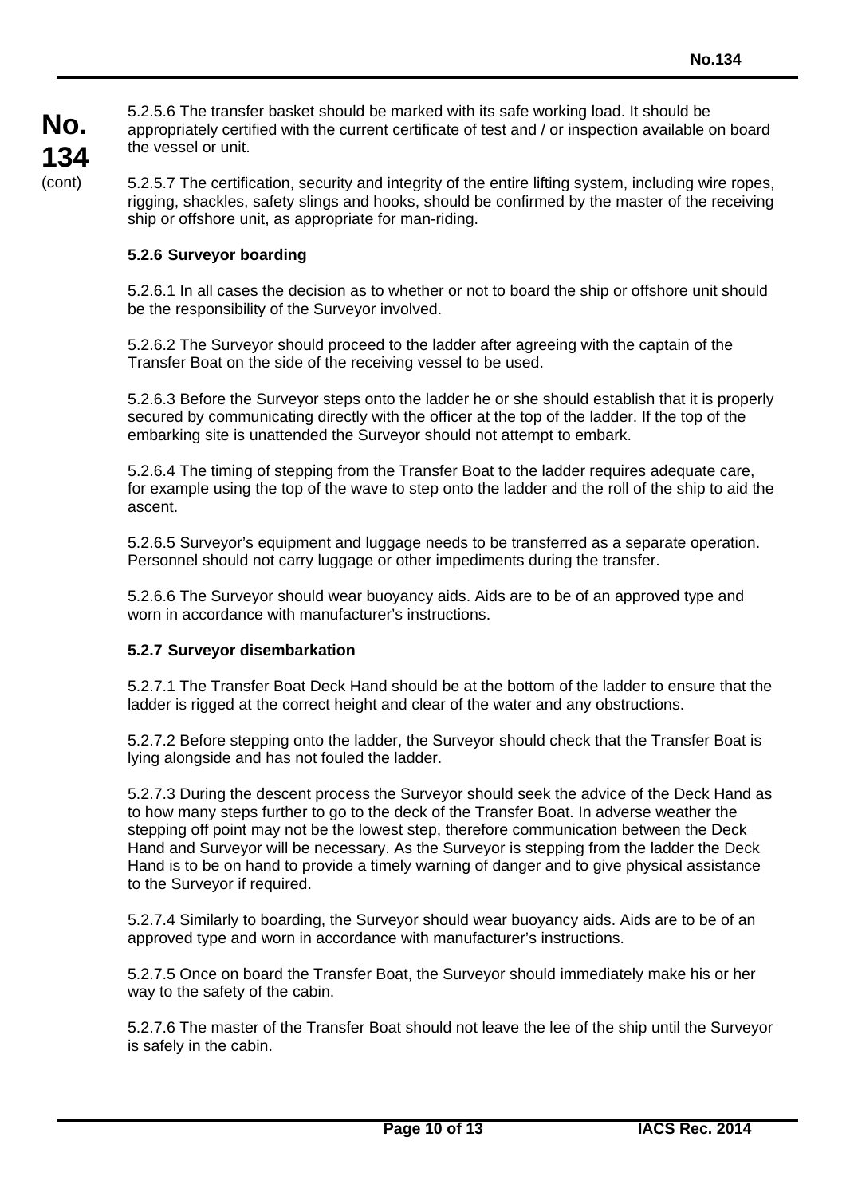5.2.5.6 The transfer basket should be marked with its safe working load. It should be appropriately certified with the current certificate of test and / or inspection available on board the vessel or unit.

5.2.5.7 The certification, security and integrity of the entire lifting system, including wire ropes, rigging, shackles, safety slings and hooks, should be confirmed by the master of the receiving ship or offshore unit, as appropriate for man-riding.

**5.2.6 Surveyor boarding**

5.2.6.1 In all cases the decision as to whether or not to board the ship or offshore unit should be the responsibility of the Surveyor involved.

5.2.6.2 The Surveyor should proceed to the ladder after agreeing with the captain of the Transfer Boat on the side of the receiving vessel to be used.

5.2.6.3 Before the Surveyor steps onto the ladder he or she should establish that it is properly secured by communicating directly with the officer at the top of the ladder. If the top of the embarking site is unattended the Surveyor should not attempt to embark.

5.2.6.4 The timing of stepping from the Transfer Boat to the ladder requires adequate care, for example using the top of the wave to step onto the ladder and the roll of the ship to aid the ascent.

5.2.6.5 Surveyor's equipment and luggage needs to be transferred as a separate operation. Personnel should not carry luggage or other impediments during the transfer.

5.2.6.6 The Surveyor should wear buoyancy aids. Aids are to be of an approved type and worn in accordance with manufacturer's instructions.

**5.2.7 Surveyor disembarkation**

5.2.7.1 The Transfer Boat Deck Hand should be at the bottom of the ladder to ensure that the ladder is rigged at the correct height and clear of the water and any obstructions.

5.2.7.2 Before stepping onto the ladder, the Surveyor should check that the Transfer Boat is lying alongside and has not fouled the ladder.

5.2.7.3 During the descent process the Surveyor should seek the advice of the Deck Hand as to how many steps further to go to the deck of the Transfer Boat. In adverse weather the stepping off point may not be the lowest step, therefore communication between the Deck Hand and Surveyor will be necessary. As the Surveyor is stepping from the ladder the Deck Hand is to be on hand to provide a timely warning of danger and to give physical assistance to the Surveyor if required.

5.2.7.4 Similarly to boarding, the Surveyor should wear buoyancy aids. Aids are to be of an approved type and worn in accordance with manufacturer's instructions.

5.2.7.5 Once on board the Transfer Boat, the Surveyor should immediately make his or her way to the safety of the cabin.

5.2.7.6 The master of the Transfer Boat should not leave the lee of the ship until the Surveyor is safely in the cabin.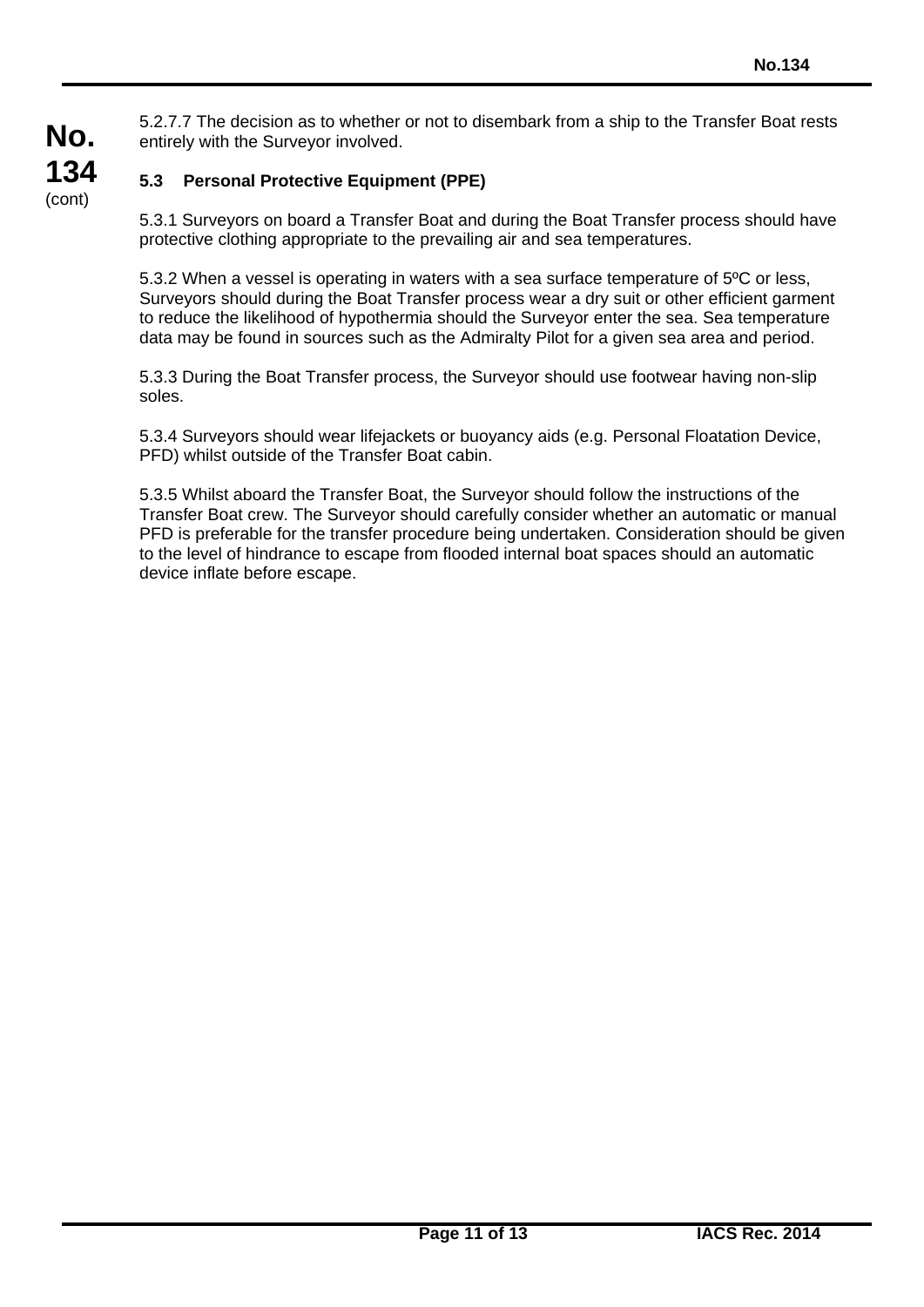5.2.7.7 The decision as to whether or not to disembark from a ship to the Transfer Boat rests entirely with the Surveyor involved.

### 5.3 Personal Protective Equipment (PPE)

5.3.1 Surveyors on board a Transfer Boat and during the Boat Transfer process should have protective clothing appropriate to the prevailing air and sea temperatures.

5.3.2 When a vessel is operating in waters with a sea surface temperature of 5ºC or less, Surveyors should during the Boat Transfer process wear a dry suit or other efficient garment to reduce the likelihood of hypothermia should the Surveyor enter the sea. Sea temperature data may be found in sources such as the Admiralty Pilot for a given sea area and period.

5.3.3 During the Boat Transfer process, the Surveyor should use footwear having non-slip soles.

5.3.4 Surveyors should wear lifejackets or buoyancy aids (e.g. Personal Floatation Device, PFD) whilst outside of the Transfer Boat cabin.

5.3.5 Whilst aboard the Transfer Boat, the Surveyor should follow the instructions of the Transfer Boat crew. The Surveyor should carefully consider whether an automatic or manual PFD is preferable for the transfer procedure being undertaken. Consideration should be given to the level of hindrance to escape from flooded internal boat spaces should an automatic device inflate before escape.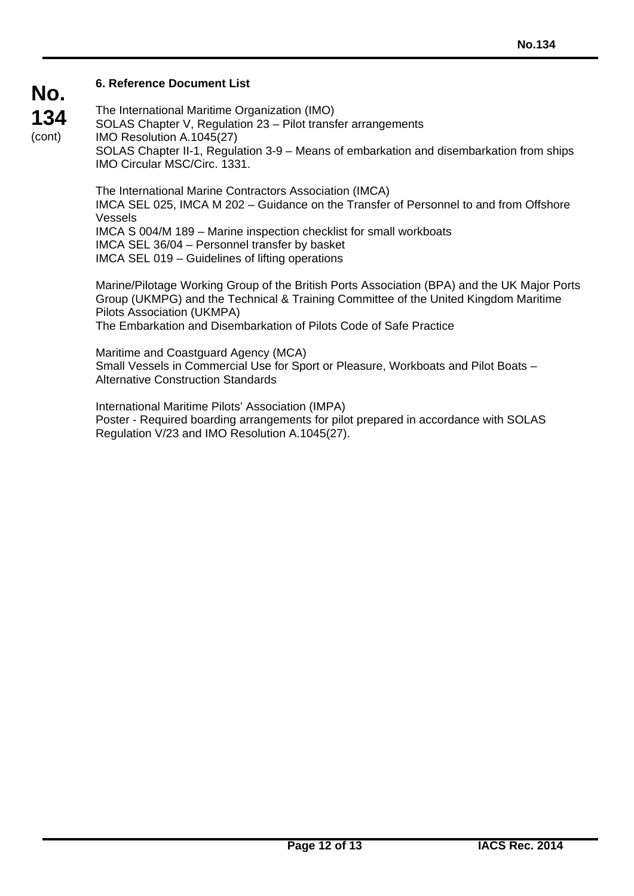## 6. Reference Document List

The International Maritime Organization (IMO)
SOLAS Chapter V, Regulation 23 – Pilot transfer arrangements
IMO Resolution A.1045(27)
SOLAS Chapter II-1, Regulation 3-9 – Means of embarkation and disembarkation from ships
IMO Circular MSC/Circ. 1331.

The International Marine Contractors Association (IMCA)
IMCA SEL 025, IMCA M 202 – Guidance on the Transfer of Personnel to and from Offshore Vessels
IMCA S 004/M 189 – Marine inspection checklist for small workboats
IMCA SEL 36/04 – Personnel transfer by basket
IMCA SEL 019 – Guidelines of lifting operations

Marine/Pilotage Working Group of the British Ports Association (BPA) and the UK Major Ports Group (UKMPG) and the Technical & Training Committee of the United Kingdom Maritime Pilots Association (UKMPA)
The Embarkation and Disembarkation of Pilots Code of Safe Practice

Maritime and Coastguard Agency (MCA)
Small Vessels in Commercial Use for Sport or Pleasure, Workboats and Pilot Boats – Alternative Construction Standards

International Maritime Pilots' Association (IMPA)
Poster - Required boarding arrangements for pilot prepared in accordance with SOLAS Regulation V/23 and IMO Resolution A.1045(27).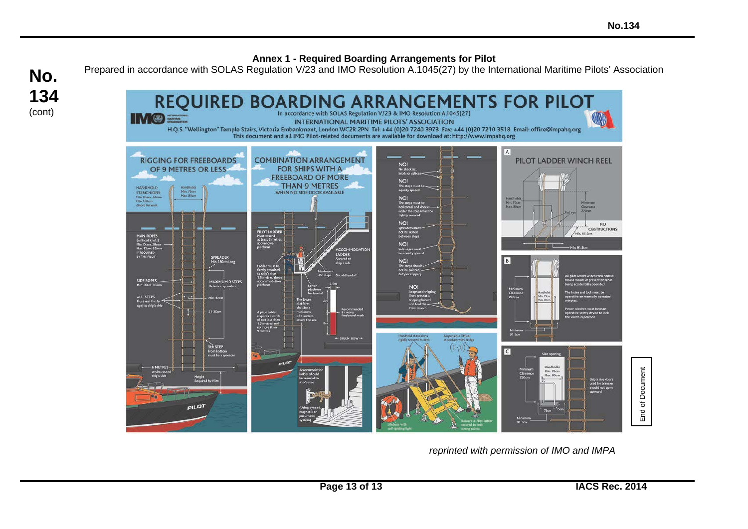**No. 134** (cont)

### Annex 1 - Required Boarding Arrangements for Pilot

Prepared in accordance with SOLAS Regulation V/23 and IMO Resolution A.1045(27) by the International Maritime Pilots' Association

REQUIRED BOARDING ARRANGEMENTS FOR PILOT

In accordance with SOLAS Regulation V/23 & IMO Resolution A.1045(27)

INTERNATIONAL MARITIME PILOTS' ASSOCIATION

H.Q.S. "Wellington" Temple Stairs, Victoria Embankment, London WC2R 2PN Tel: +44 (0)20 7240 3973 Fax: +44 (0)20 7210 3518 Email: office@impahq.org

This document and all IMO Pilot-related documents are available for download at: http://www.impahq.org

RIGGING FOR FREEBOARDS OF 9 METRES OR LESS

HANDHOLD STANCHIONS Min. Diam. 32mm Min 120cm Above Bulwark

Handholds Min. 70cm Max. 80cm

MAN-ROPES (without knots) Min. Diam. 28mm Max. Diam. 32mm IF REQUIRED BY THE PILOT

SPREADER Min. 180cm Long

SIDE ROPES Min. Diam. 18mm

MAXIMUM 9 STEPS Between spreaders

ALL STEPS Must rest firmly against ship's side

Min. 40cm

31-35cm

5th STEP From bottom must be a spreader

6 METRES unobstructed ship's side

Height Required by Pilot

COMBINATION ARRANGEMENT FOR SHIPS WITH A FREEBOARD OF MORE THAN 9 METRES WHEN NO SIDE DOOR AVAILABLE

PILOT LADDER Must extend at least 2 metres above lower platform

ACCOMMODATION LADDER Secured to ship's side

Ladder must be firmly attached to ship's side 1.5 metres above accommodation platform

Maximum 45° slope

Should lead aft

Lower platform horizontal

0.5m

The lower platform shall be a minimum of 5 metres above the sea

2m

Recommended 9 metres freeboard mark

A pilot ladder requires a climb of not less than 1.5 metres and no more than 9 metres

STERN BOW

Accommodation ladder should be secured to ship's side

(Using eyepad, magnetic or pneumatic system)

NO! No shackles, knots or splices

NO! The steps must be equally spaced

NO! The steps must be horizontal and chocks under the steps must be tightly secured

NO! Spreaders must not be lashed between steps

NO! Side ropes must be equally spaced

NO! The steps should not be painted, dirty or slippery

NO! Loops and tripping lines present a tripping hazard and foul the Pilot launch

Handhold stanchions rigidly secured to deck

Responsible Officer in contact with bridge

Lifebuoy with self-igniting light

Bulwark & Pilot ladder secured to deck strong points

A PILOT LADDER WINCH REEL

Handholds Min. 70cm Max. 80cm

Minimum Clearance 220cm

Pad eye

NO OBSTRUCTIONS

Min. 91.5cm

Min. 91.5cm

B

Minimum Clearance 220cm

Handholds Min. 70cm Max. 80cm

Minimum 91.5cm

All pilot ladder winch reels should have a means of prevention from being accidentally operated.

The brake and lock must be operative on manually operated winches.

Power winches must have an operative safety device to lock the winch in position.

C

Side opening

Minimum Clearance 220cm

Handholds Min. 70cm Max. 80cm

75cm

15cm

Minimum 91.5cm

Ship's side doors used for transfer should not open outward

*reprinted with permission of IMO and IMPA*

End of Document